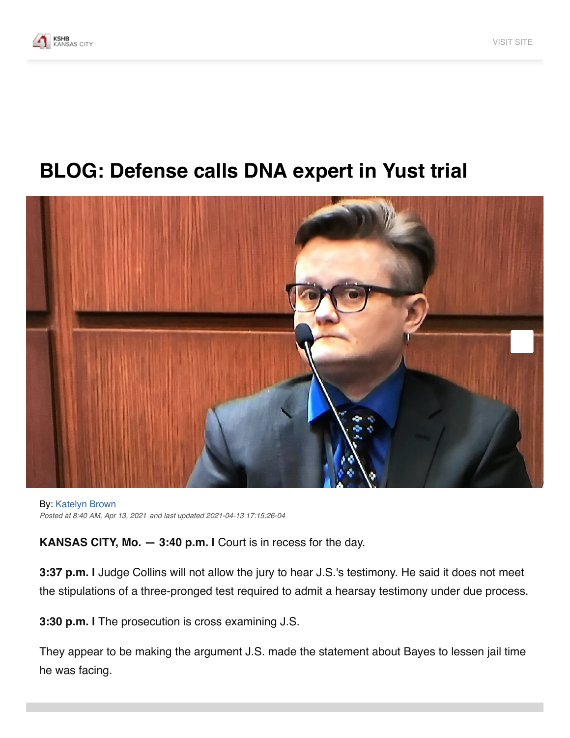# BLOG: Defense calls DNA expert in Yust trial

By: Katelyn Brown

*Posted at 8:40 AM, Apr 13, 2021 and last updated 2021-04-13 17:15:26-04*

**KANSAS CITY, Mo. — 3:40 p.m. |** Court is in recess for the day.

**3:37 p.m. |** Judge Collins will not allow the jury to hear J.S.'s testimony. He said it does not meet the stipulations of a three-pronged test required to admit a hearsay testimony under due process.

**3:30 p.m. |** The prosecution is cross examining J.S.

They appear to be making the argument J.S. made the statement about Bayes to lessen jail time he was facing.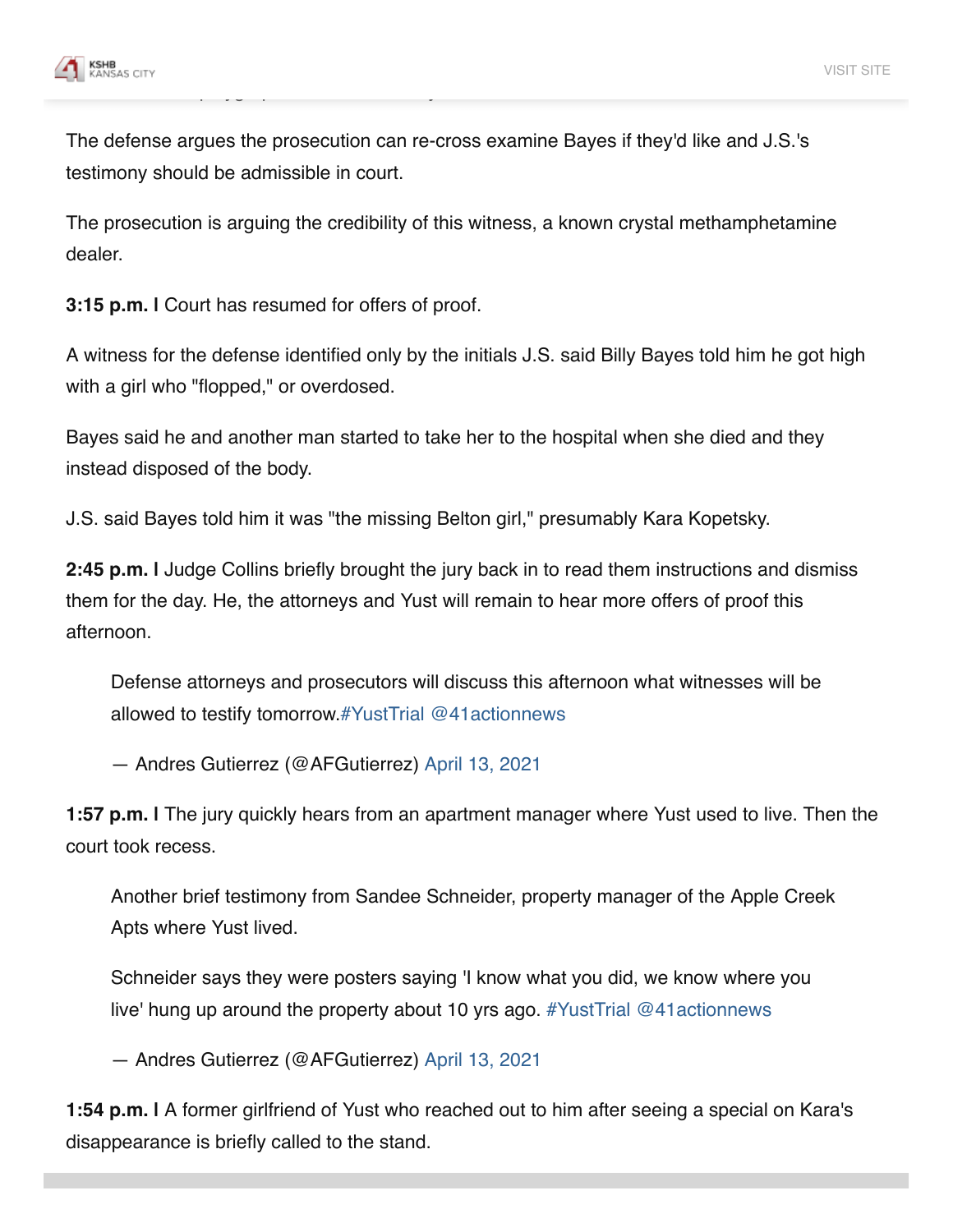The defense argues the prosecution can re-cross examine Bayes if they'd like and J.S.'s testimony should be admissible in court.

The prosecution is arguing the credibility of this witness, a known crystal methamphetamine dealer.

**3:15 p.m. l** Court has resumed for offers of proof.

A witness for the defense identified only by the initials J.S. said Billy Bayes told him he got high with a girl who "flopped," or overdosed.

Bayes said he and another man started to take her to the hospital when she died and they instead disposed of the body.

J.S. said Bayes told him it was "the missing Belton girl," presumably Kara Kopetsky.

**2:45 p.m. l** Judge Collins briefly brought the jury back in to read them instructions and dismiss them for the day. He, the attorneys and Yust will remain to hear more offers of proof this afternoon.

> Defense attorneys and prosecutors will discuss this afternoon what witnesses will be allowed to testify tomorrow.#YustTrial @41actionnews
>
> — Andres Gutierrez (@AFGutierrez) April 13, 2021

**1:57 p.m. l** The jury quickly hears from an apartment manager where Yust used to live. Then the court took recess.

> Another brief testimony from Sandee Schneider, property manager of the Apple Creek Apts where Yust lived.
>
> Schneider says they were posters saying 'I know what you did, we know where you live' hung up around the property about 10 yrs ago. #YustTrial @41actionnews
>
> — Andres Gutierrez (@AFGutierrez) April 13, 2021

**1:54 p.m. l** A former girlfriend of Yust who reached out to him after seeing a special on Kara's disappearance is briefly called to the stand.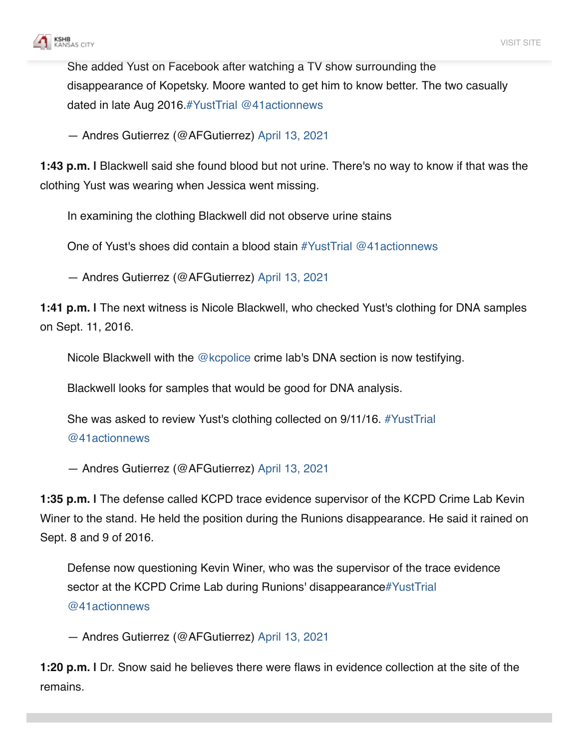> She added Yust on Facebook after watching a TV show surrounding the disappearance of Kopetsky. Moore wanted to get him to know better. The two casually dated in late Aug 2016.#YustTrial @41actionnews
>
> — Andres Gutierrez (@AFGutierrez) April 13, 2021

**1:43 p.m. I** Blackwell said she found blood but not urine. There's no way to know if that was the clothing Yust was wearing when Jessica went missing.

> In examining the clothing Blackwell did not observe urine stains
>
> One of Yust's shoes did contain a blood stain #YustTrial @41actionnews
>
> — Andres Gutierrez (@AFGutierrez) April 13, 2021

**1:41 p.m. I** The next witness is Nicole Blackwell, who checked Yust's clothing for DNA samples on Sept. 11, 2016.

> Nicole Blackwell with the @kcpolice crime lab's DNA section is now testifying.
>
> Blackwell looks for samples that would be good for DNA analysis.
>
> She was asked to review Yust's clothing collected on 9/11/16. #YustTrial @41actionnews
>
> — Andres Gutierrez (@AFGutierrez) April 13, 2021

**1:35 p.m. I** The defense called KCPD trace evidence supervisor of the KCPD Crime Lab Kevin Winer to the stand. He held the position during the Runions disappearance. He said it rained on Sept. 8 and 9 of 2016.

> Defense now questioning Kevin Winer, who was the supervisor of the trace evidence sector at the KCPD Crime Lab during Runions' disappearance#YustTrial @41actionnews
>
> — Andres Gutierrez (@AFGutierrez) April 13, 2021

**1:20 p.m. I** Dr. Snow said he believes there were flaws in evidence collection at the site of the remains.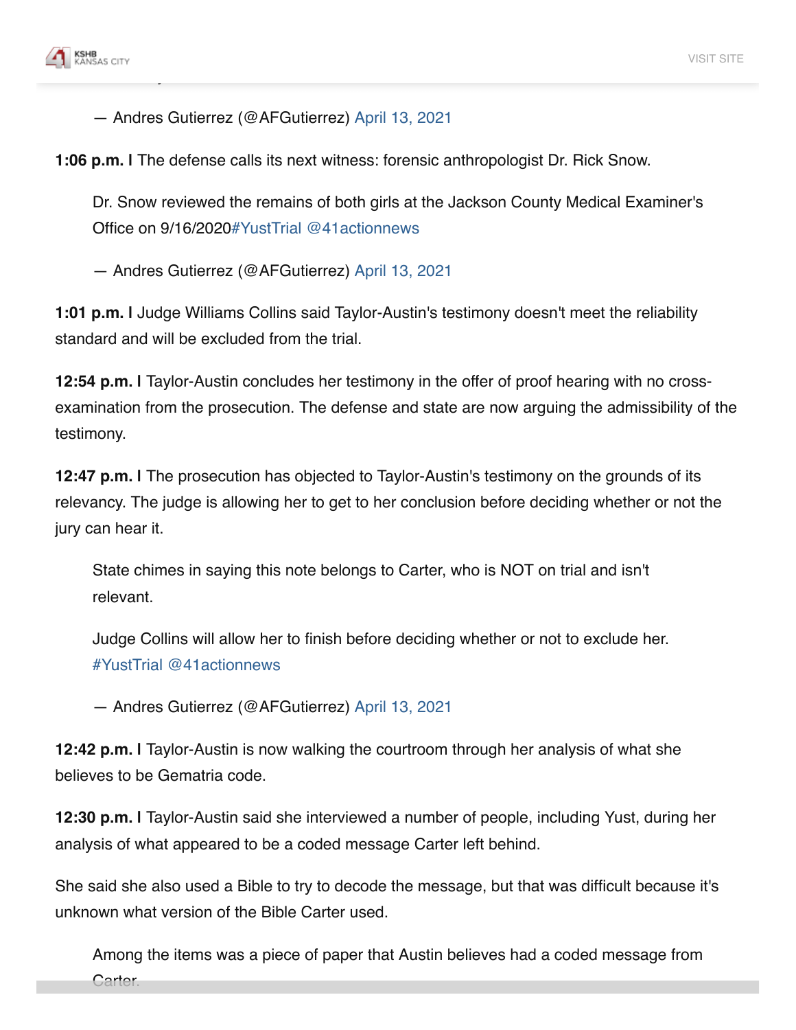— Andres Gutierrez (@AFGutierrez) April 13, 2021

**1:06 p.m. l** The defense calls its next witness: forensic anthropologist Dr. Rick Snow.

> Dr. Snow reviewed the remains of both girls at the Jackson County Medical Examiner's Office on 9/16/2020#YustTrial @41actionnews
>
> — Andres Gutierrez (@AFGutierrez) April 13, 2021

**1:01 p.m. l** Judge Williams Collins said Taylor-Austin's testimony doesn't meet the reliability standard and will be excluded from the trial.

**12:54 p.m. l** Taylor-Austin concludes her testimony in the offer of proof hearing with no cross-examination from the prosecution. The defense and state are now arguing the admissibility of the testimony.

**12:47 p.m. l** The prosecution has objected to Taylor-Austin's testimony on the grounds of its relevancy. The judge is allowing her to get to her conclusion before deciding whether or not the jury can hear it.

> State chimes in saying this note belongs to Carter, who is NOT on trial and isn't relevant.
>
> Judge Collins will allow her to finish before deciding whether or not to exclude her. #YustTrial @41actionnews
>
> — Andres Gutierrez (@AFGutierrez) April 13, 2021

**12:42 p.m. l** Taylor-Austin is now walking the courtroom through her analysis of what she believes to be Gematria code.

**12:30 p.m. l** Taylor-Austin said she interviewed a number of people, including Yust, during her analysis of what appeared to be a coded message Carter left behind.

She said she also used a Bible to try to decode the message, but that was difficult because it's unknown what version of the Bible Carter used.

> Among the items was a piece of paper that Austin believes had a coded message from Carter.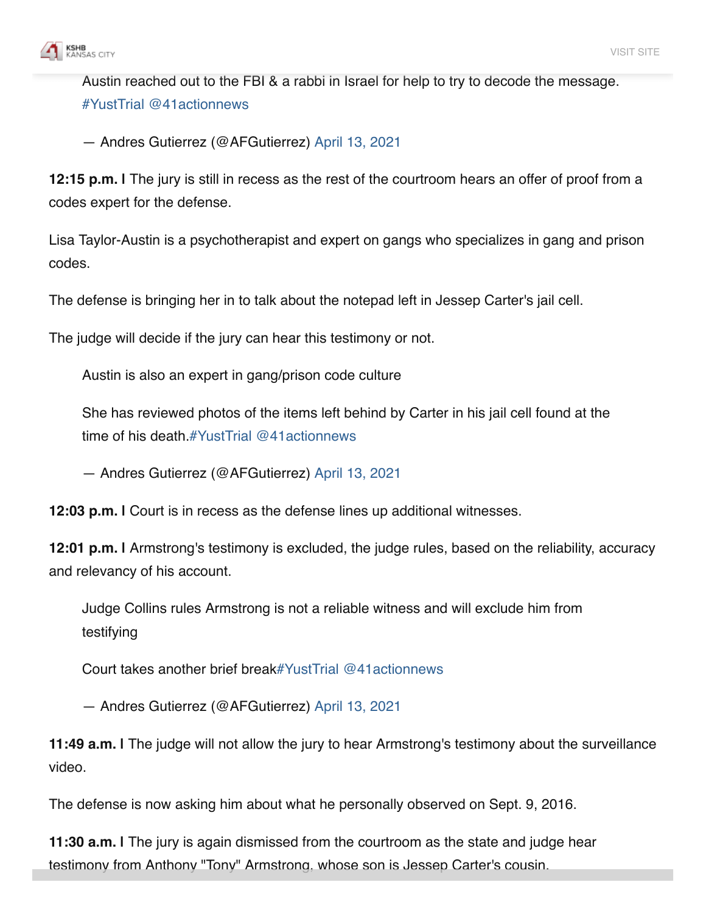> Austin reached out to the FBI & a rabbi in Israel for help to try to decode the message. #YustTrial @41actionnews
>
> — Andres Gutierrez (@AFGutierrez) April 13, 2021

**12:15 p.m. |** The jury is still in recess as the rest of the courtroom hears an offer of proof from a codes expert for the defense.

Lisa Taylor-Austin is a psychotherapist and expert on gangs who specializes in gang and prison codes.

The defense is bringing her in to talk about the notepad left in Jessep Carter's jail cell.

The judge will decide if the jury can hear this testimony or not.

> Austin is also an expert in gang/prison code culture
>
> She has reviewed photos of the items left behind by Carter in his jail cell found at the time of his death.#YustTrial @41actionnews
>
> — Andres Gutierrez (@AFGutierrez) April 13, 2021

**12:03 p.m. |** Court is in recess as the defense lines up additional witnesses.

**12:01 p.m. |** Armstrong's testimony is excluded, the judge rules, based on the reliability, accuracy and relevancy of his account.

> Judge Collins rules Armstrong is not a reliable witness and will exclude him from testifying
>
> Court takes another brief break#YustTrial @41actionnews
>
> — Andres Gutierrez (@AFGutierrez) April 13, 2021

**11:49 a.m. |** The judge will not allow the jury to hear Armstrong's testimony about the surveillance video.

The defense is now asking him about what he personally observed on Sept. 9, 2016.

**11:30 a.m. |** The jury is again dismissed from the courtroom as the state and judge hear testimony from Anthony "Tony" Armstrong, whose son is Jessep Carter's cousin.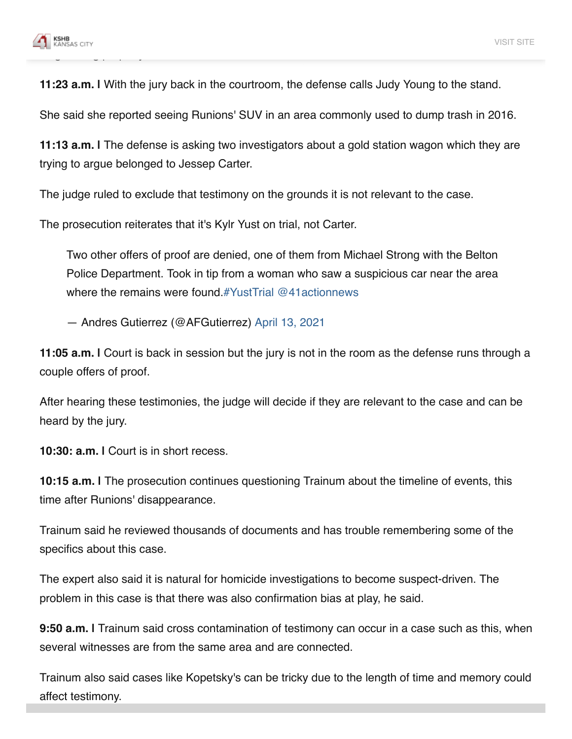**11:23 a.m. |** With the jury back in the courtroom, the defense calls Judy Young to the stand.

She said she reported seeing Runions' SUV in an area commonly used to dump trash in 2016.

**11:13 a.m. |** The defense is asking two investigators about a gold station wagon which they are trying to argue belonged to Jessep Carter.

The judge ruled to exclude that testimony on the grounds it is not relevant to the case.

The prosecution reiterates that it's Kylr Yust on trial, not Carter.

> Two other offers of proof are denied, one of them from Michael Strong with the Belton Police Department. Took in tip from a woman who saw a suspicious car near the area where the remains were found.#YustTrial @41actionnews
>
> — Andres Gutierrez (@AFGutierrez) April 13, 2021

**11:05 a.m. |** Court is back in session but the jury is not in the room as the defense runs through a couple offers of proof.

After hearing these testimonies, the judge will decide if they are relevant to the case and can be heard by the jury.

**10:30: a.m. |** Court is in short recess.

**10:15 a.m. |** The prosecution continues questioning Trainum about the timeline of events, this time after Runions' disappearance.

Trainum said he reviewed thousands of documents and has trouble remembering some of the specifics about this case.

The expert also said it is natural for homicide investigations to become suspect-driven. The problem in this case is that there was also confirmation bias at play, he said.

**9:50 a.m. |** Trainum said cross contamination of testimony can occur in a case such as this, when several witnesses are from the same area and are connected.

Trainum also said cases like Kopetsky's can be tricky due to the length of time and memory could affect testimony.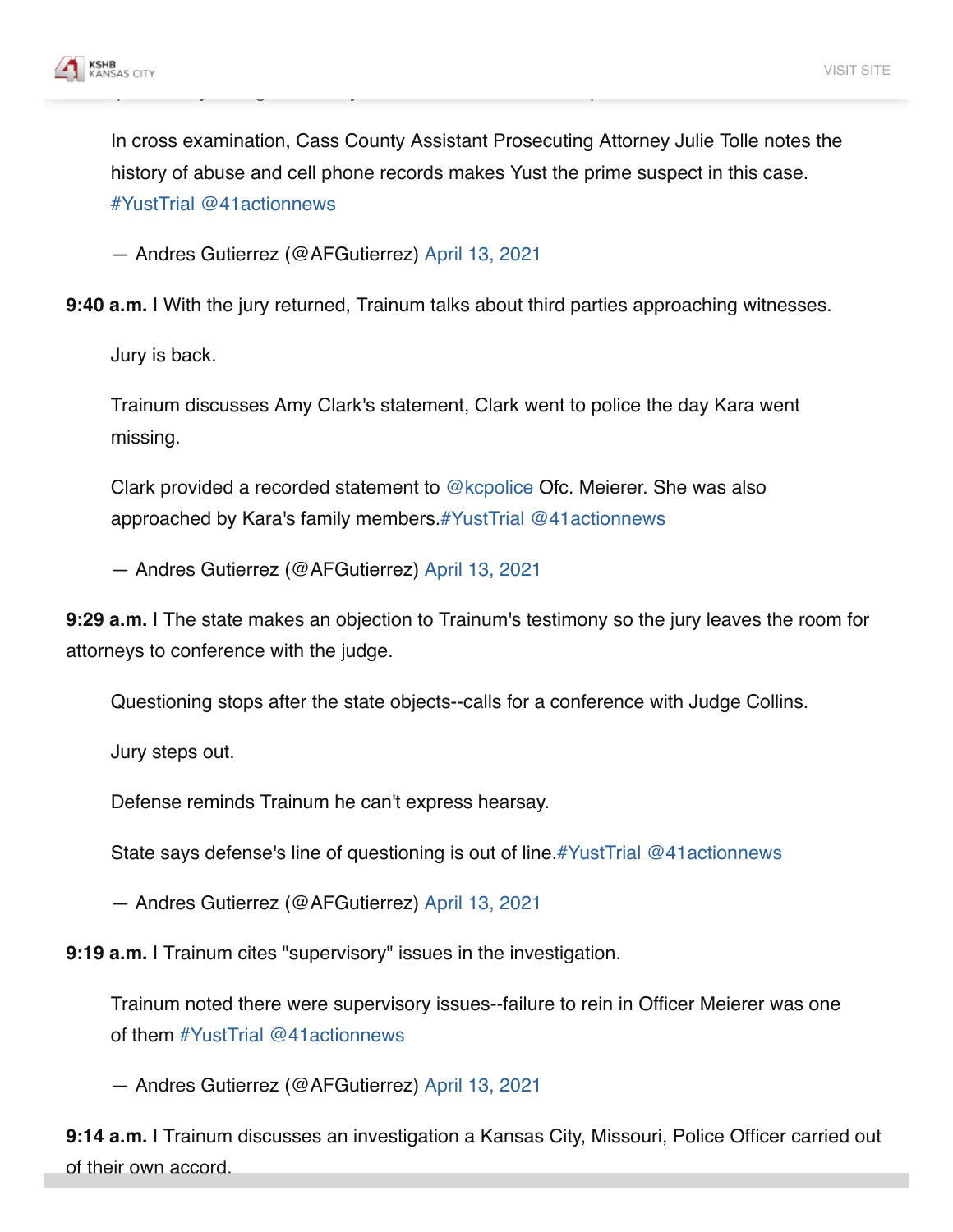In cross examination, Cass County Assistant Prosecuting Attorney Julie Tolle notes the history of abuse and cell phone records makes Yust the prime suspect in this case. #YustTrial @41actionnews

— Andres Gutierrez (@AFGutierrez) April 13, 2021

**9:40 a.m. |** With the jury returned, Trainum talks about third parties approaching witnesses.

Jury is back.

Trainum discusses Amy Clark's statement, Clark went to police the day Kara went missing.

Clark provided a recorded statement to @kcpolice Ofc. Meierer. She was also approached by Kara's family members.#YustTrial @41actionnews

— Andres Gutierrez (@AFGutierrez) April 13, 2021

**9:29 a.m. |** The state makes an objection to Trainum's testimony so the jury leaves the room for attorneys to conference with the judge.

Questioning stops after the state objects--calls for a conference with Judge Collins.

Jury steps out.

Defense reminds Trainum he can't express hearsay.

State says defense's line of questioning is out of line.#YustTrial @41actionnews

— Andres Gutierrez (@AFGutierrez) April 13, 2021

**9:19 a.m. |** Trainum cites "supervisory" issues in the investigation.

Trainum noted there were supervisory issues--failure to rein in Officer Meierer was one of them #YustTrial @41actionnews

— Andres Gutierrez (@AFGutierrez) April 13, 2021

**9:14 a.m. |** Trainum discusses an investigation a Kansas City, Missouri, Police Officer carried out of their own accord.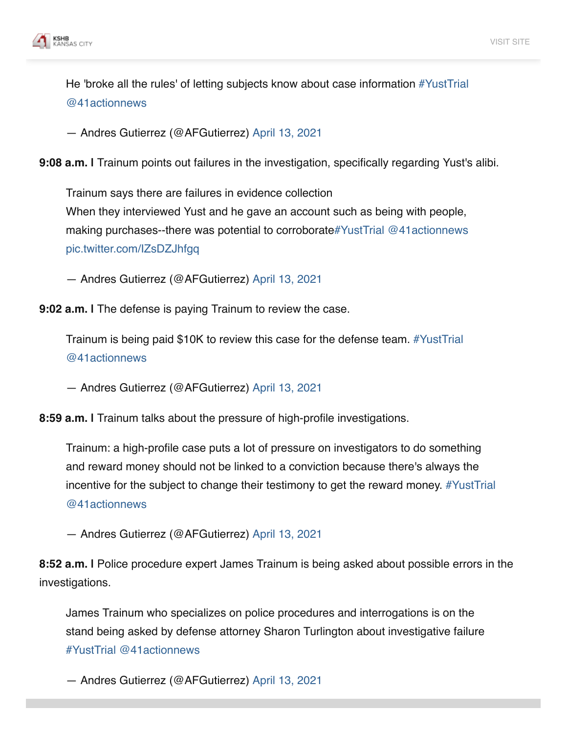> He 'broke all the rules' of letting subjects know about case information #YustTrial @41actionnews
>
> — Andres Gutierrez (@AFGutierrez) April 13, 2021

**9:08 a.m. |** Trainum points out failures in the investigation, specifically regarding Yust's alibi.

> Trainum says there are failures in evidence collection
> When they interviewed Yust and he gave an account such as being with people, making purchases--there was potential to corroborate#YustTrial @41actionnews pic.twitter.com/lZsDZJhfgq
>
> — Andres Gutierrez (@AFGutierrez) April 13, 2021

**9:02 a.m. |** The defense is paying Trainum to review the case.

> Trainum is being paid $10K to review this case for the defense team. #YustTrial @41actionnews
>
> — Andres Gutierrez (@AFGutierrez) April 13, 2021

**8:59 a.m. |** Trainum talks about the pressure of high-profile investigations.

> Trainum: a high-profile case puts a lot of pressure on investigators to do something and reward money should not be linked to a conviction because there's always the incentive for the subject to change their testimony to get the reward money. #YustTrial @41actionnews
>
> — Andres Gutierrez (@AFGutierrez) April 13, 2021

**8:52 a.m. |** Police procedure expert James Trainum is being asked about possible errors in the investigations.

> James Trainum who specializes on police procedures and interrogations is on the stand being asked by defense attorney Sharon Turlington about investigative failure #YustTrial @41actionnews
>
> — Andres Gutierrez (@AFGutierrez) April 13, 2021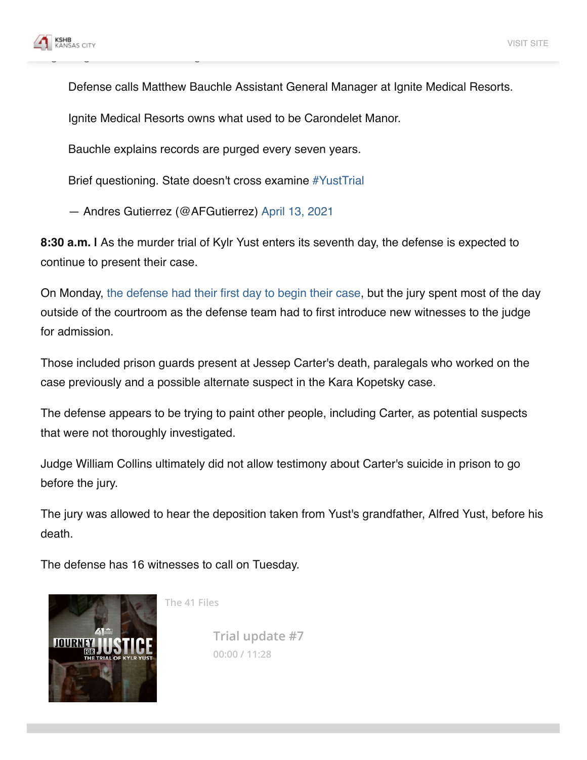> Defense calls Matthew Bauchle Assistant General Manager at Ignite Medical Resorts.
>
> Ignite Medical Resorts owns what used to be Carondelet Manor.
>
> Bauchle explains records are purged every seven years.
>
> Brief questioning. State doesn't cross examine #YustTrial
>
> — Andres Gutierrez (@AFGutierrez) April 13, 2021

**8:30 a.m. |** As the murder trial of Kylr Yust enters its seventh day, the defense is expected to continue to present their case.

On Monday, the defense had their first day to begin their case, but the jury spent most of the day outside of the courtroom as the defense team had to first introduce new witnesses to the judge for admission.

Those included prison guards present at Jessep Carter's death, paralegals who worked on the case previously and a possible alternate suspect in the Kara Kopetsky case.

The defense appears to be trying to paint other people, including Carter, as potential suspects that were not thoroughly investigated.

Judge William Collins ultimately did not allow testimony about Carter's suicide in prison to go before the jury.

The jury was allowed to hear the deposition taken from Yust's grandfather, Alfred Yust, before his death.

The defense has 16 witnesses to call on Tuesday.

The 41 Files

Trial update #7

00:00 / 11:28